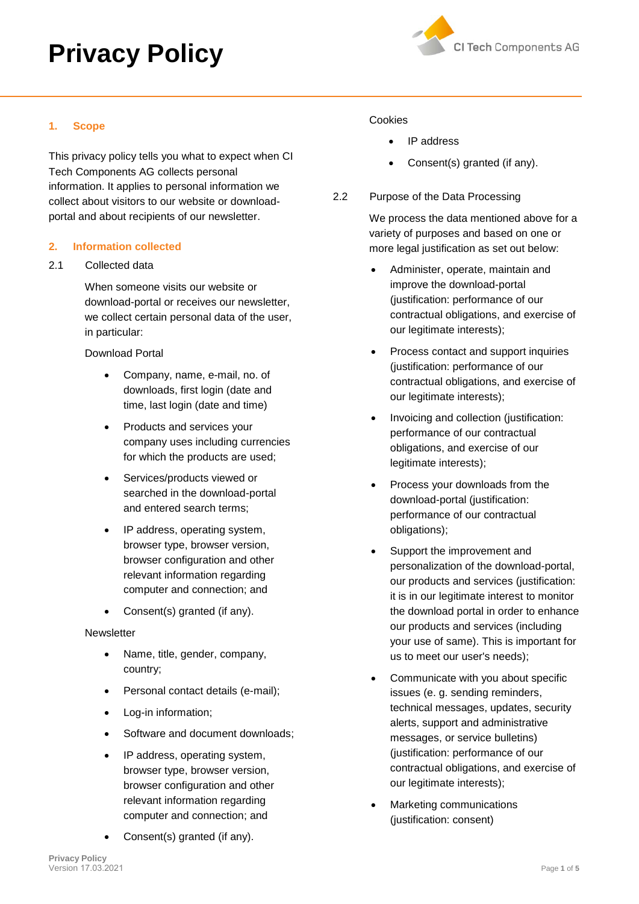# Privacy Policy

## 1. Scope

This privacy policy tells you what to expect when CI Tech Components AG collects personal information. It applies to personal information we collect about visitors to our website or download-portal and about recipients of our newsletter.

## 2. Information collected

### 2.1 Collected data

When someone visits our website or download-portal or receives our newsletter, we collect certain personal data of the user, in particular:

Download Portal

- Company, name, e-mail, no. of downloads, first login (date and time, last login (date and time)
- Products and services your company uses including currencies for which the products are used;
- Services/products viewed or searched in the download-portal and entered search terms;
- IP address, operating system, browser type, browser version, browser configuration and other relevant information regarding computer and connection; and
- Consent(s) granted (if any).

Newsletter

- Name, title, gender, company, country;
- Personal contact details (e-mail);
- Log-in information;
- Software and document downloads;
- IP address, operating system, browser type, browser version, browser configuration and other relevant information regarding computer and connection; and
- Consent(s) granted (if any).

Cookies

- IP address
- Consent(s) granted (if any).

### 2.2 Purpose of the Data Processing

We process the data mentioned above for a variety of purposes and based on one or more legal justification as set out below:

- Administer, operate, maintain and improve the download-portal (justification: performance of our contractual obligations, and exercise of our legitimate interests);
- Process contact and support inquiries (justification: performance of our contractual obligations, and exercise of our legitimate interests);
- Invoicing and collection (justification: performance of our contractual obligations, and exercise of our legitimate interests);
- Process your downloads from the download-portal (justification: performance of our contractual obligations);
- Support the improvement and personalization of the download-portal, our products and services (justification: it is in our legitimate interest to monitor the download portal in order to enhance our products and services (including your use of same). This is important for us to meet our user's needs);
- Communicate with you about specific issues (e. g. sending reminders, technical messages, updates, security alerts, support and administrative messages, or service bulletins) (justification: performance of our contractual obligations, and exercise of our legitimate interests);
- Marketing communications (justification: consent)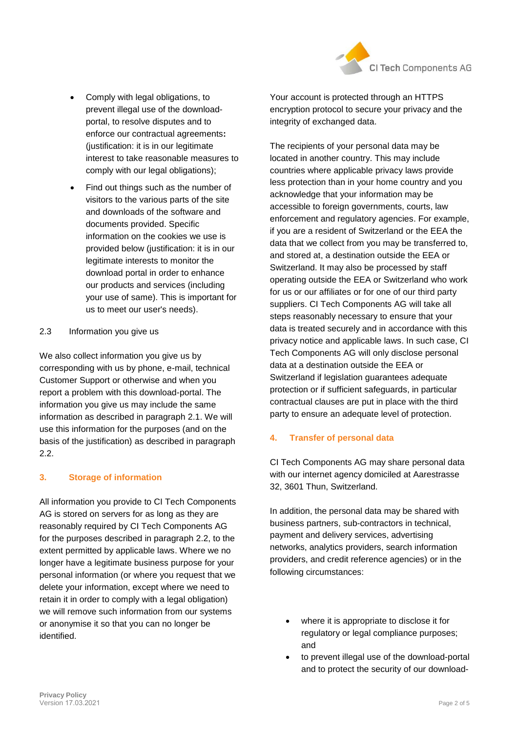- Comply with legal obligations, to prevent illegal use of the download-portal, to resolve disputes and to enforce our contractual agreements**:** (justification: it is in our legitimate interest to take reasonable measures to comply with our legal obligations);
- Find out things such as the number of visitors to the various parts of the site and downloads of the software and documents provided. Specific information on the cookies we use is provided below (justification: it is in our legitimate interests to monitor the download portal in order to enhance our products and services (including your use of same). This is important for us to meet our user's needs).

2.3 Information you give us

We also collect information you give us by corresponding with us by phone, e-mail, technical Customer Support or otherwise and when you report a problem with this download-portal. The information you give us may include the same information as described in paragraph 2.1. We will use this information for the purposes (and on the basis of the justification) as described in paragraph 2.2.

## 3. Storage of information

All information you provide to CI Tech Components AG is stored on servers for as long as they are reasonably required by CI Tech Components AG for the purposes described in paragraph 2.2, to the extent permitted by applicable laws. Where we no longer have a legitimate business purpose for your personal information (or where you request that we delete your information, except where we need to retain it in order to comply with a legal obligation) we will remove such information from our systems or anonymise it so that you can no longer be identified.

Your account is protected through an HTTPS encryption protocol to secure your privacy and the integrity of exchanged data.

The recipients of your personal data may be located in another country. This may include countries where applicable privacy laws provide less protection than in your home country and you acknowledge that your information may be accessible to foreign governments, courts, law enforcement and regulatory agencies. For example, if you are a resident of Switzerland or the EEA the data that we collect from you may be transferred to, and stored at, a destination outside the EEA or Switzerland. It may also be processed by staff operating outside the EEA or Switzerland who work for us or our affiliates or for one of our third party suppliers. CI Tech Components AG will take all steps reasonably necessary to ensure that your data is treated securely and in accordance with this privacy notice and applicable laws. In such case, CI Tech Components AG will only disclose personal data at a destination outside the EEA or Switzerland if legislation guarantees adequate protection or if sufficient safeguards, in particular contractual clauses are put in place with the third party to ensure an adequate level of protection.

## 4. Transfer of personal data

CI Tech Components AG may share personal data with our internet agency domiciled at Aarestrasse 32, 3601 Thun, Switzerland.

In addition, the personal data may be shared with business partners, sub-contractors in technical, payment and delivery services, advertising networks, analytics providers, search information providers, and credit reference agencies) or in the following circumstances:

- where it is appropriate to disclose it for regulatory or legal compliance purposes; and
- to prevent illegal use of the download-portal and to protect the security of our download-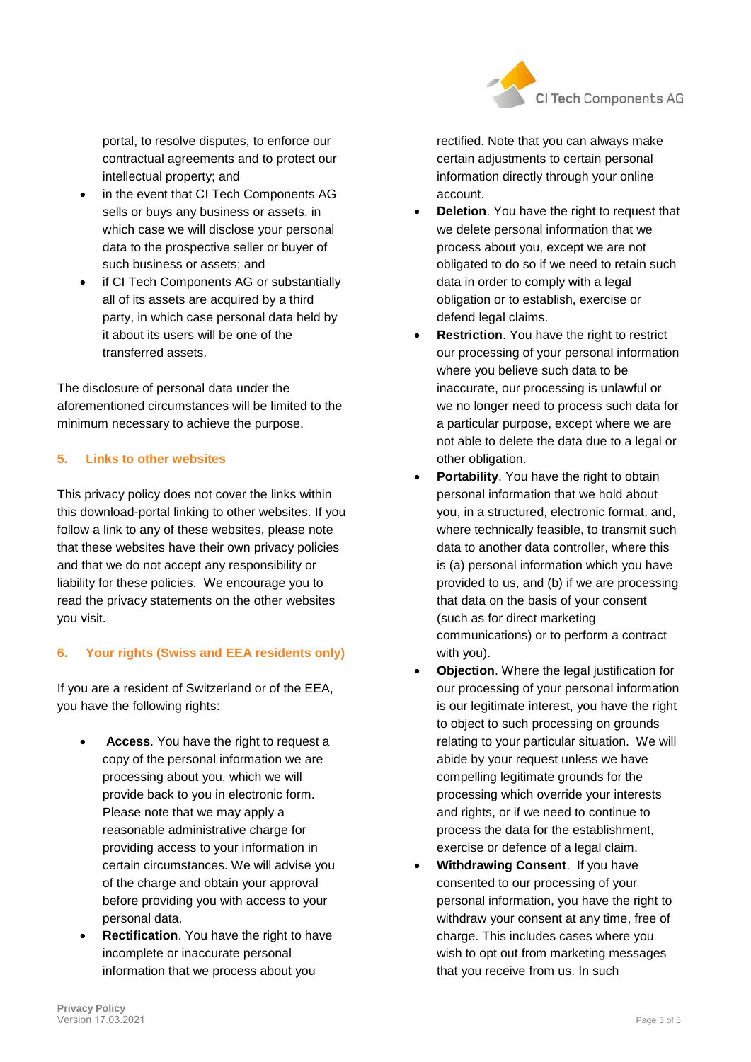portal, to resolve disputes, to enforce our contractual agreements and to protect our intellectual property; and

- in the event that CI Tech Components AG sells or buys any business or assets, in which case we will disclose your personal data to the prospective seller or buyer of such business or assets; and
- if CI Tech Components AG or substantially all of its assets are acquired by a third party, in which case personal data held by it about its users will be one of the transferred assets.

The disclosure of personal data under the aforementioned circumstances will be limited to the minimum necessary to achieve the purpose.

## 5. Links to other websites

This privacy policy does not cover the links within this download-portal linking to other websites. If you follow a link to any of these websites, please note that these websites have their own privacy policies and that we do not accept any responsibility or liability for these policies. We encourage you to read the privacy statements on the other websites you visit.

## 6. Your rights (Swiss and EEA residents only)

If you are a resident of Switzerland or of the EEA, you have the following rights:

- **Access**. You have the right to request a copy of the personal information we are processing about you, which we will provide back to you in electronic form. Please note that we may apply a reasonable administrative charge for providing access to your information in certain circumstances. We will advise you of the charge and obtain your approval before providing you with access to your personal data.
- **Rectification**. You have the right to have incomplete or inaccurate personal information that we process about you rectified. Note that you can always make certain adjustments to certain personal information directly through your online account.
- **Deletion**. You have the right to request that we delete personal information that we process about you, except we are not obligated to do so if we need to retain such data in order to comply with a legal obligation or to establish, exercise or defend legal claims.
- **Restriction**. You have the right to restrict our processing of your personal information where you believe such data to be inaccurate, our processing is unlawful or we no longer need to process such data for a particular purpose, except where we are not able to delete the data due to a legal or other obligation.
- **Portability**. You have the right to obtain personal information that we hold about you, in a structured, electronic format, and, where technically feasible, to transmit such data to another data controller, where this is (a) personal information which you have provided to us, and (b) if we are processing that data on the basis of your consent (such as for direct marketing communications) or to perform a contract with you).
- **Objection**. Where the legal justification for our processing of your personal information is our legitimate interest, you have the right to object to such processing on grounds relating to your particular situation. We will abide by your request unless we have compelling legitimate grounds for the processing which override your interests and rights, or if we need to continue to process the data for the establishment, exercise or defence of a legal claim.
- **Withdrawing Consent**. If you have consented to our processing of your personal information, you have the right to withdraw your consent at any time, free of charge. This includes cases where you wish to opt out from marketing messages that you receive from us. In such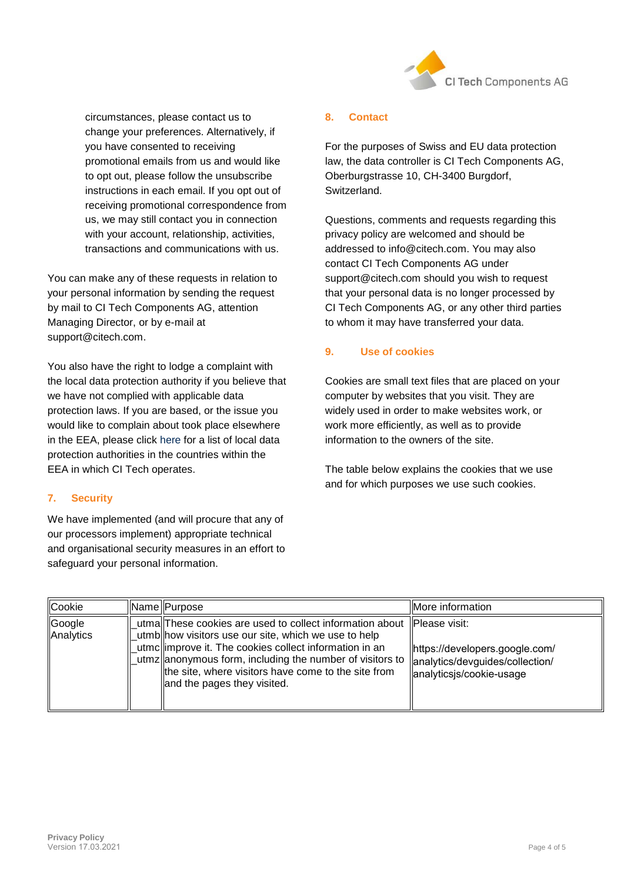circumstances, please contact us to change your preferences. Alternatively, if you have consented to receiving promotional emails from us and would like to opt out, please follow the unsubscribe instructions in each email. If you opt out of receiving promotional correspondence from us, we may still contact you in connection with your account, relationship, activities, transactions and communications with us.

You can make any of these requests in relation to your personal information by sending the request by mail to CI Tech Components AG, attention Managing Director, or by e-mail at support@citech.com.

You also have the right to lodge a complaint with the local data protection authority if you believe that we have not complied with applicable data protection laws. If you are based, or the issue you would like to complain about took place elsewhere in the EEA, please click here for a list of local data protection authorities in the countries within the EEA in which CI Tech operates.

## 7. Security

We have implemented (and will procure that any of our processors implement) appropriate technical and organisational security measures in an effort to safeguard your personal information.

## 8. Contact

For the purposes of Swiss and EU data protection law, the data controller is CI Tech Components AG, Oberburgstrasse 10, CH-3400 Burgdorf, Switzerland.

Questions, comments and requests regarding this privacy policy are welcomed and should be addressed to info@citech.com. You may also contact CI Tech Components AG under support@citech.com should you wish to request that your personal data is no longer processed by CI Tech Components AG, or any other third parties to whom it may have transferred your data.

## 9. Use of cookies

Cookies are small text files that are placed on your computer by websites that you visit. They are widely used in order to make websites work, or work more efficiently, as well as to provide information to the owners of the site.

The table below explains the cookies that we use and for which purposes we use such cookies.

| Cookie | Name | Purpose | More information |
|---|---|---|---|
| Google Analytics | _utma _utmb _utmc _utmz | These cookies are used to collect information about how visitors use our site, which we use to help improve it. The cookies collect information in an anonymous form, including the number of visitors to the site, where visitors have come to the site from and the pages they visited. | Please visit: https://developers.google.com/analytics/devguides/collection/analyticsjs/cookie-usage |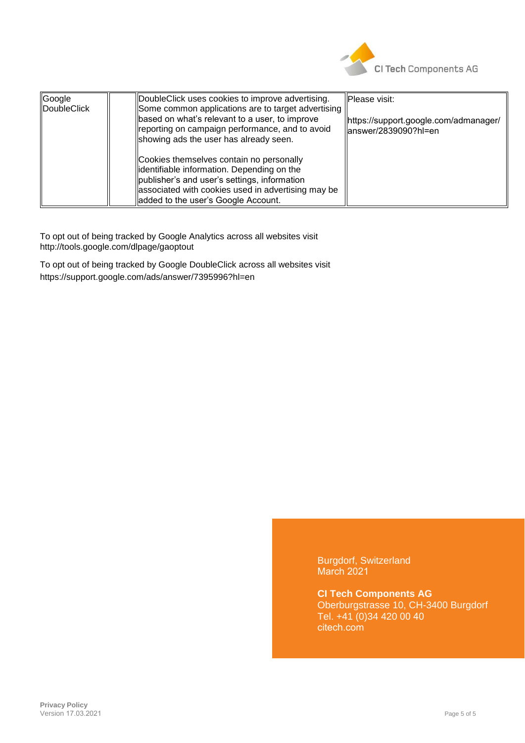| | | | |
|---|---|---|---|
| Google DoubleClick | | DoubleClick uses cookies to improve advertising. Some common applications are to target advertising based on what's relevant to a user, to improve reporting on campaign performance, and to avoid showing ads the user has already seen.<br><br>Cookies themselves contain no personally identifiable information. Depending on the publisher's and user's settings, information associated with cookies used in advertising may be added to the user's Google Account. | Please visit:<br><br>https://support.google.com/admanager/answer/2839090?hl=en |

To opt out of being tracked by Google Analytics across all websites visit http://tools.google.com/dlpage/gaoptout

To opt out of being tracked by Google DoubleClick across all websites visit https://support.google.com/ads/answer/7395996?hl=en

Burgdorf, Switzerland
March 2021

**CI Tech Components AG**
Oberburgstrasse 10, CH-3400 Burgdorf
Tel. +41 (0)34 420 00 40
citech.com